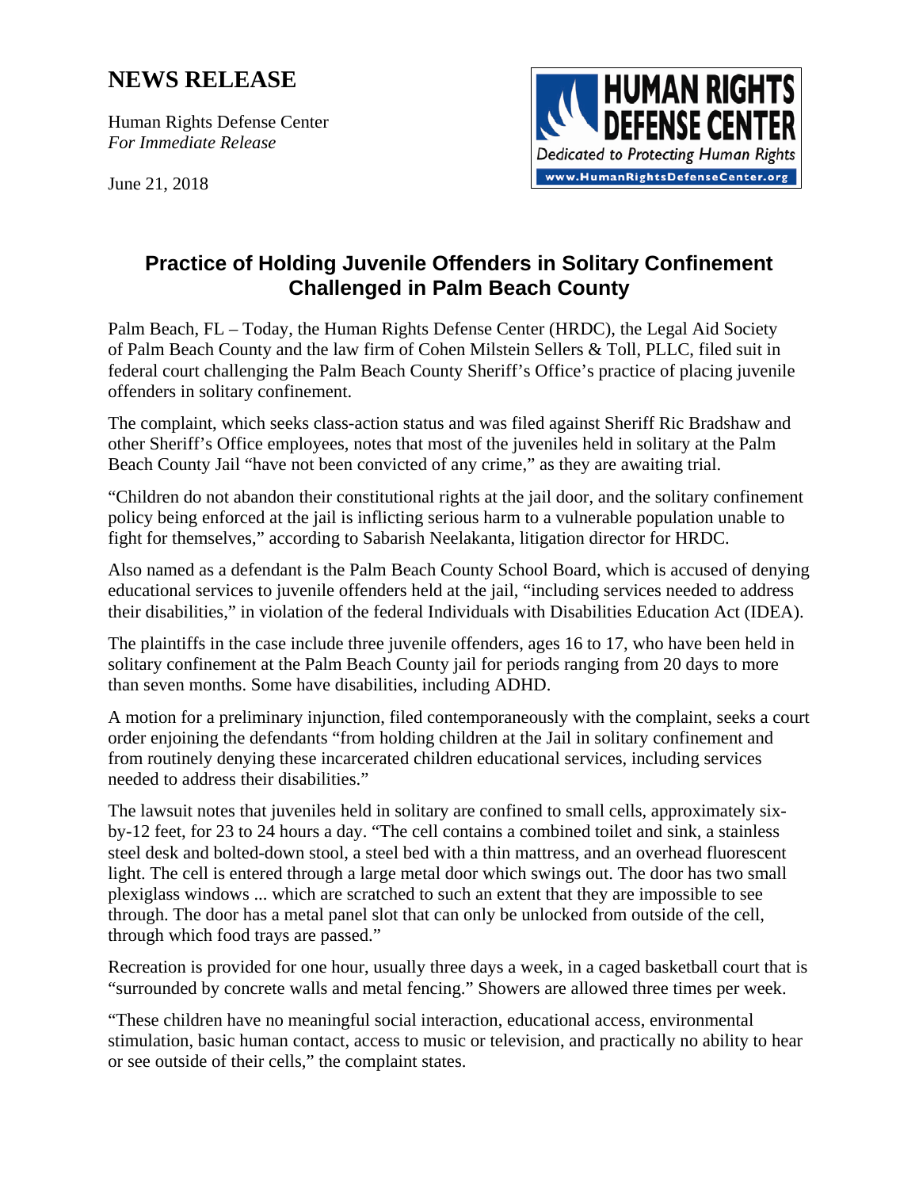# NEWS RELEASE

Human Rights Defense Center
*For Immediate Release*

June 21, 2018

HUMAN RIGHTS DEFENSE CENTER
Dedicated to Protecting Human Rights
www.HumanRightsDefenseCenter.org

## Practice of Holding Juvenile Offenders in Solitary Confinement Challenged in Palm Beach County

Palm Beach, FL – Today, the Human Rights Defense Center (HRDC), the Legal Aid Society of Palm Beach County and the law firm of Cohen Milstein Sellers & Toll, PLLC, filed suit in federal court challenging the Palm Beach County Sheriff's Office's practice of placing juvenile offenders in solitary confinement.

The complaint, which seeks class-action status and was filed against Sheriff Ric Bradshaw and other Sheriff's Office employees, notes that most of the juveniles held in solitary at the Palm Beach County Jail "have not been convicted of any crime," as they are awaiting trial.

"Children do not abandon their constitutional rights at the jail door, and the solitary confinement policy being enforced at the jail is inflicting serious harm to a vulnerable population unable to fight for themselves," according to Sabarish Neelakanta, litigation director for HRDC.

Also named as a defendant is the Palm Beach County School Board, which is accused of denying educational services to juvenile offenders held at the jail, "including services needed to address their disabilities," in violation of the federal Individuals with Disabilities Education Act (IDEA).

The plaintiffs in the case include three juvenile offenders, ages 16 to 17, who have been held in solitary confinement at the Palm Beach County jail for periods ranging from 20 days to more than seven months. Some have disabilities, including ADHD.

A motion for a preliminary injunction, filed contemporaneously with the complaint, seeks a court order enjoining the defendants "from holding children at the Jail in solitary confinement and from routinely denying these incarcerated children educational services, including services needed to address their disabilities."

The lawsuit notes that juveniles held in solitary are confined to small cells, approximately six-by-12 feet, for 23 to 24 hours a day. "The cell contains a combined toilet and sink, a stainless steel desk and bolted-down stool, a steel bed with a thin mattress, and an overhead fluorescent light. The cell is entered through a large metal door which swings out. The door has two small plexiglass windows ... which are scratched to such an extent that they are impossible to see through. The door has a metal panel slot that can only be unlocked from outside of the cell, through which food trays are passed."

Recreation is provided for one hour, usually three days a week, in a caged basketball court that is "surrounded by concrete walls and metal fencing." Showers are allowed three times per week.

"These children have no meaningful social interaction, educational access, environmental stimulation, basic human contact, access to music or television, and practically no ability to hear or see outside of their cells," the complaint states.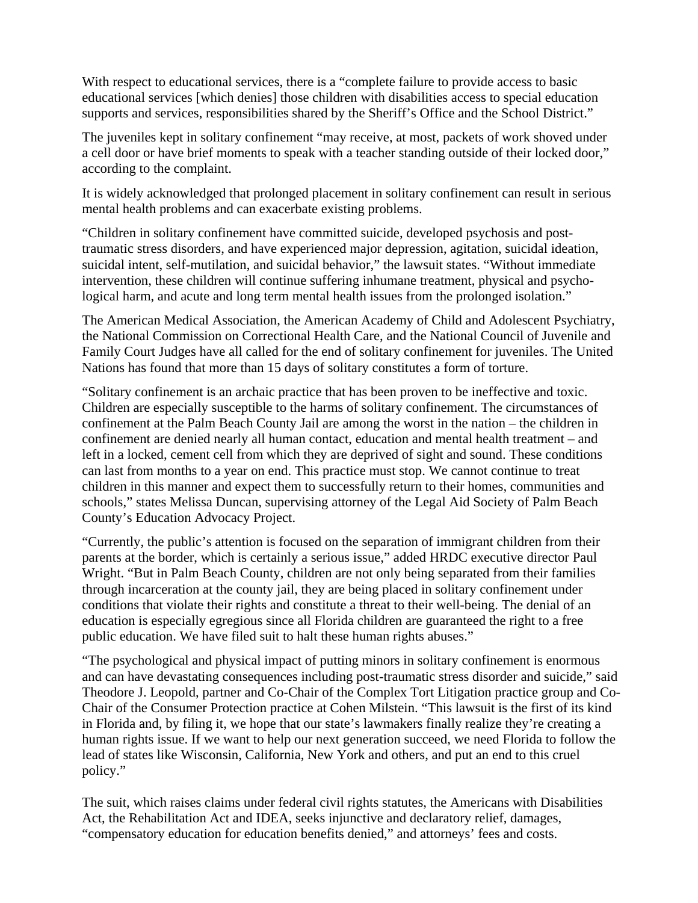With respect to educational services, there is a "complete failure to provide access to basic educational services [which denies] those children with disabilities access to special education supports and services, responsibilities shared by the Sheriff's Office and the School District."

The juveniles kept in solitary confinement "may receive, at most, packets of work shoved under a cell door or have brief moments to speak with a teacher standing outside of their locked door," according to the complaint.

It is widely acknowledged that prolonged placement in solitary confinement can result in serious mental health problems and can exacerbate existing problems.

"Children in solitary confinement have committed suicide, developed psychosis and post-traumatic stress disorders, and have experienced major depression, agitation, suicidal ideation, suicidal intent, self-mutilation, and suicidal behavior," the lawsuit states. "Without immediate intervention, these children will continue suffering inhumane treatment, physical and psycho-logical harm, and acute and long term mental health issues from the prolonged isolation."

The American Medical Association, the American Academy of Child and Adolescent Psychiatry, the National Commission on Correctional Health Care, and the National Council of Juvenile and Family Court Judges have all called for the end of solitary confinement for juveniles. The United Nations has found that more than 15 days of solitary constitutes a form of torture.

"Solitary confinement is an archaic practice that has been proven to be ineffective and toxic. Children are especially susceptible to the harms of solitary confinement. The circumstances of confinement at the Palm Beach County Jail are among the worst in the nation – the children in confinement are denied nearly all human contact, education and mental health treatment – and left in a locked, cement cell from which they are deprived of sight and sound. These conditions can last from months to a year on end. This practice must stop. We cannot continue to treat children in this manner and expect them to successfully return to their homes, communities and schools," states Melissa Duncan, supervising attorney of the Legal Aid Society of Palm Beach County's Education Advocacy Project.

"Currently, the public's attention is focused on the separation of immigrant children from their parents at the border, which is certainly a serious issue," added HRDC executive director Paul Wright. "But in Palm Beach County, children are not only being separated from their families through incarceration at the county jail, they are being placed in solitary confinement under conditions that violate their rights and constitute a threat to their well-being. The denial of an education is especially egregious since all Florida children are guaranteed the right to a free public education. We have filed suit to halt these human rights abuses."

"The psychological and physical impact of putting minors in solitary confinement is enormous and can have devastating consequences including post-traumatic stress disorder and suicide," said Theodore J. Leopold, partner and Co-Chair of the Complex Tort Litigation practice group and Co-Chair of the Consumer Protection practice at Cohen Milstein. "This lawsuit is the first of its kind in Florida and, by filing it, we hope that our state's lawmakers finally realize they're creating a human rights issue. If we want to help our next generation succeed, we need Florida to follow the lead of states like Wisconsin, California, New York and others, and put an end to this cruel policy."

The suit, which raises claims under federal civil rights statutes, the Americans with Disabilities Act, the Rehabilitation Act and IDEA, seeks injunctive and declaratory relief, damages, "compensatory education for education benefits denied," and attorneys' fees and costs.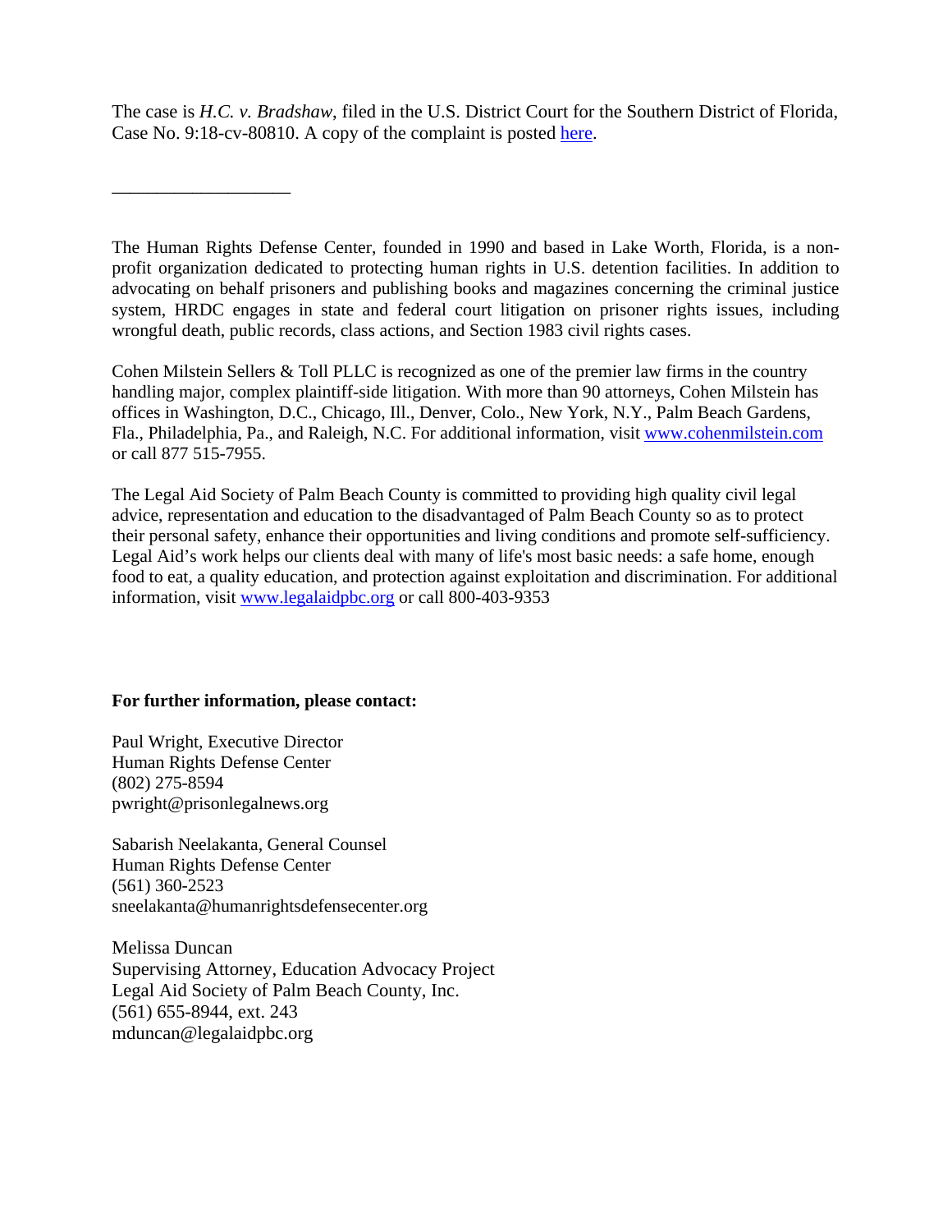The case is *H.C. v. Bradshaw*, filed in the U.S. District Court for the Southern District of Florida, Case No. 9:18-cv-80810. A copy of the complaint is posted here.

___________________

The Human Rights Defense Center, founded in 1990 and based in Lake Worth, Florida, is a non-profit organization dedicated to protecting human rights in U.S. detention facilities. In addition to advocating on behalf prisoners and publishing books and magazines concerning the criminal justice system, HRDC engages in state and federal court litigation on prisoner rights issues, including wrongful death, public records, class actions, and Section 1983 civil rights cases.

Cohen Milstein Sellers & Toll PLLC is recognized as one of the premier law firms in the country handling major, complex plaintiff-side litigation. With more than 90 attorneys, Cohen Milstein has offices in Washington, D.C., Chicago, Ill., Denver, Colo., New York, N.Y., Palm Beach Gardens, Fla., Philadelphia, Pa., and Raleigh, N.C. For additional information, visit www.cohenmilstein.com or call 877 515-7955.

The Legal Aid Society of Palm Beach County is committed to providing high quality civil legal advice, representation and education to the disadvantaged of Palm Beach County so as to protect their personal safety, enhance their opportunities and living conditions and promote self-sufficiency. Legal Aid's work helps our clients deal with many of life's most basic needs: a safe home, enough food to eat, a quality education, and protection against exploitation and discrimination. For additional information, visit www.legalaidpbc.org or call 800-403-9353

**For further information, please contact:**

Paul Wright, Executive Director
Human Rights Defense Center
(802) 275-8594
pwright@prisonlegalnews.org

Sabarish Neelakanta, General Counsel
Human Rights Defense Center
(561) 360-2523
sneelakanta@humanrightsdefensecenter.org

Melissa Duncan
Supervising Attorney, Education Advocacy Project
Legal Aid Society of Palm Beach County, Inc.
(561) 655-8944, ext. 243
mduncan@legalaidpbc.org